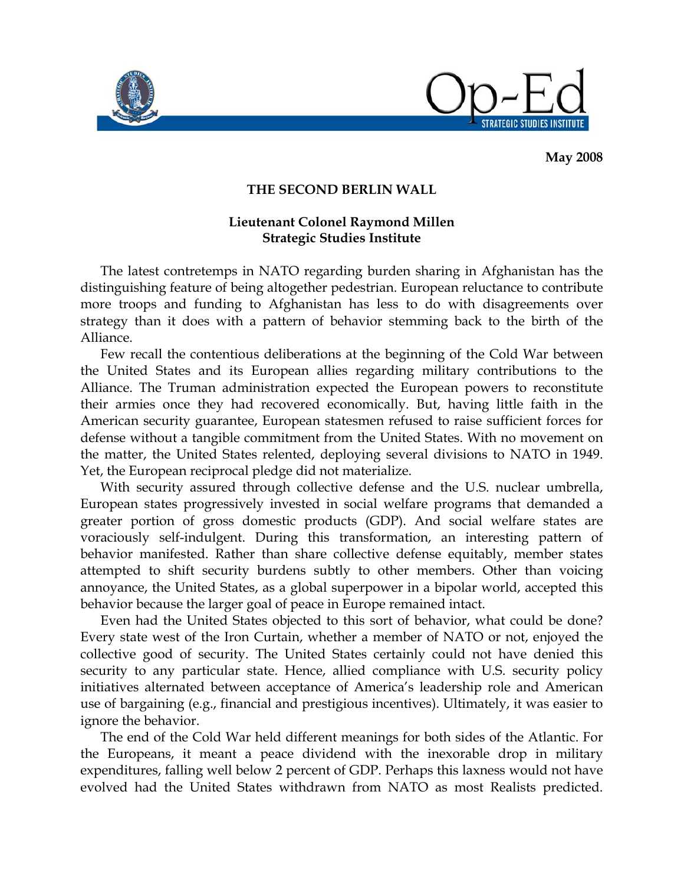**May 2008**

# THE SECOND BERLIN WALL

**Lieutenant Colonel Raymond Millen**
**Strategic Studies Institute**

The latest contretemps in NATO regarding burden sharing in Afghanistan has the distinguishing feature of being altogether pedestrian. European reluctance to contribute more troops and funding to Afghanistan has less to do with disagreements over strategy than it does with a pattern of behavior stemming back to the birth of the Alliance.

Few recall the contentious deliberations at the beginning of the Cold War between the United States and its European allies regarding military contributions to the Alliance. The Truman administration expected the European powers to reconstitute their armies once they had recovered economically. But, having little faith in the American security guarantee, European statesmen refused to raise sufficient forces for defense without a tangible commitment from the United States. With no movement on the matter, the United States relented, deploying several divisions to NATO in 1949. Yet, the European reciprocal pledge did not materialize.

With security assured through collective defense and the U.S. nuclear umbrella, European states progressively invested in social welfare programs that demanded a greater portion of gross domestic products (GDP). And social welfare states are voraciously self-indulgent. During this transformation, an interesting pattern of behavior manifested. Rather than share collective defense equitably, member states attempted to shift security burdens subtly to other members. Other than voicing annoyance, the United States, as a global superpower in a bipolar world, accepted this behavior because the larger goal of peace in Europe remained intact.

Even had the United States objected to this sort of behavior, what could be done? Every state west of the Iron Curtain, whether a member of NATO or not, enjoyed the collective good of security. The United States certainly could not have denied this security to any particular state. Hence, allied compliance with U.S. security policy initiatives alternated between acceptance of America's leadership role and American use of bargaining (e.g., financial and prestigious incentives). Ultimately, it was easier to ignore the behavior.

The end of the Cold War held different meanings for both sides of the Atlantic. For the Europeans, it meant a peace dividend with the inexorable drop in military expenditures, falling well below 2 percent of GDP. Perhaps this laxness would not have evolved had the United States withdrawn from NATO as most Realists predicted.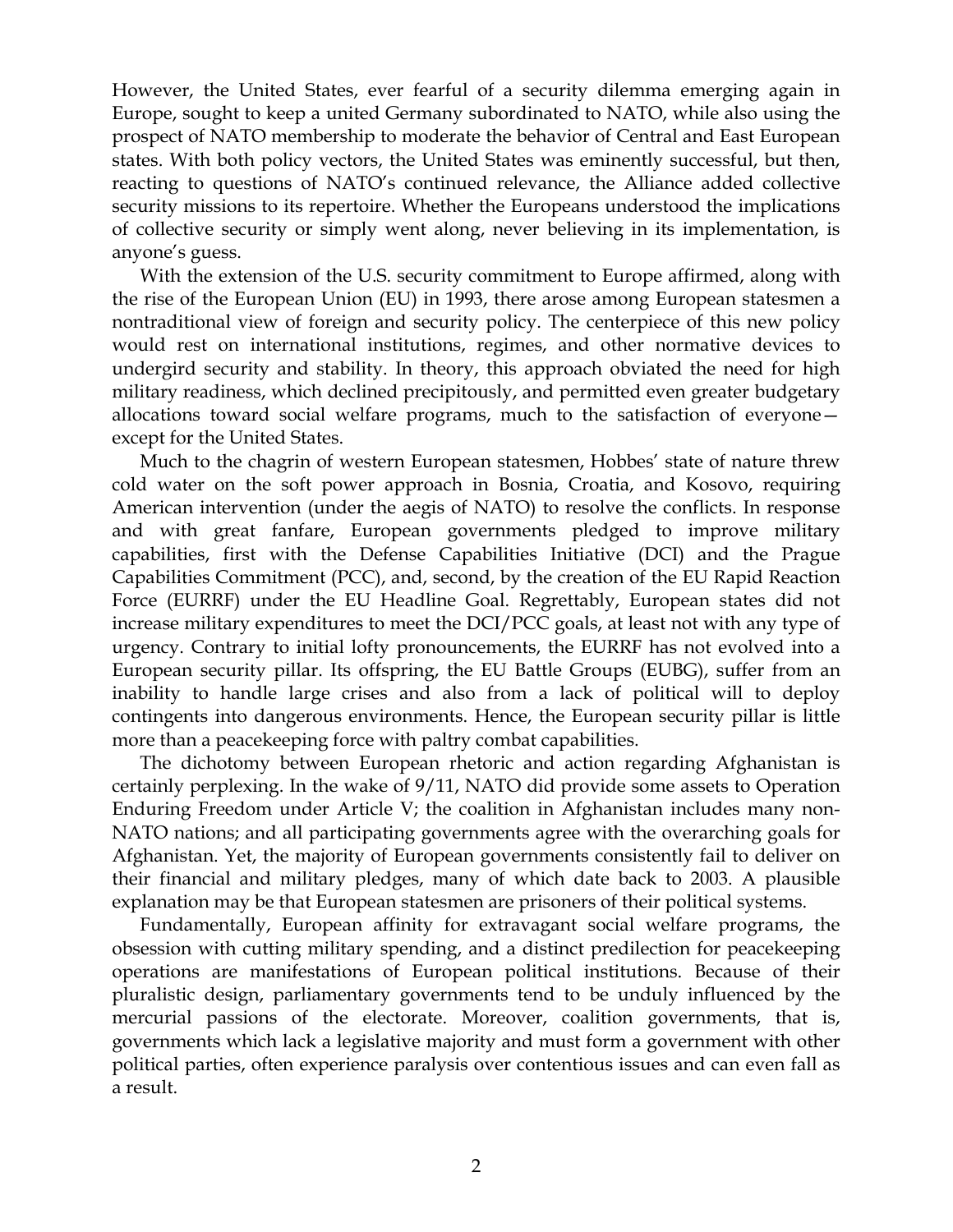However, the United States, ever fearful of a security dilemma emerging again in Europe, sought to keep a united Germany subordinated to NATO, while also using the prospect of NATO membership to moderate the behavior of Central and East European states. With both policy vectors, the United States was eminently successful, but then, reacting to questions of NATO's continued relevance, the Alliance added collective security missions to its repertoire. Whether the Europeans understood the implications of collective security or simply went along, never believing in its implementation, is anyone's guess.

With the extension of the U.S. security commitment to Europe affirmed, along with the rise of the European Union (EU) in 1993, there arose among European statesmen a nontraditional view of foreign and security policy. The centerpiece of this new policy would rest on international institutions, regimes, and other normative devices to undergird security and stability. In theory, this approach obviated the need for high military readiness, which declined precipitously, and permitted even greater budgetary allocations toward social welfare programs, much to the satisfaction of everyone—except for the United States.

Much to the chagrin of western European statesmen, Hobbes' state of nature threw cold water on the soft power approach in Bosnia, Croatia, and Kosovo, requiring American intervention (under the aegis of NATO) to resolve the conflicts. In response and with great fanfare, European governments pledged to improve military capabilities, first with the Defense Capabilities Initiative (DCI) and the Prague Capabilities Commitment (PCC), and, second, by the creation of the EU Rapid Reaction Force (EURRF) under the EU Headline Goal. Regrettably, European states did not increase military expenditures to meet the DCI/PCC goals, at least not with any type of urgency. Contrary to initial lofty pronouncements, the EURRF has not evolved into a European security pillar. Its offspring, the EU Battle Groups (EUBG), suffer from an inability to handle large crises and also from a lack of political will to deploy contingents into dangerous environments. Hence, the European security pillar is little more than a peacekeeping force with paltry combat capabilities.

The dichotomy between European rhetoric and action regarding Afghanistan is certainly perplexing. In the wake of 9/11, NATO did provide some assets to Operation Enduring Freedom under Article V; the coalition in Afghanistan includes many non-NATO nations; and all participating governments agree with the overarching goals for Afghanistan. Yet, the majority of European governments consistently fail to deliver on their financial and military pledges, many of which date back to 2003. A plausible explanation may be that European statesmen are prisoners of their political systems.

Fundamentally, European affinity for extravagant social welfare programs, the obsession with cutting military spending, and a distinct predilection for peacekeeping operations are manifestations of European political institutions. Because of their pluralistic design, parliamentary governments tend to be unduly influenced by the mercurial passions of the electorate. Moreover, coalition governments, that is, governments which lack a legislative majority and must form a government with other political parties, often experience paralysis over contentious issues and can even fall as a result.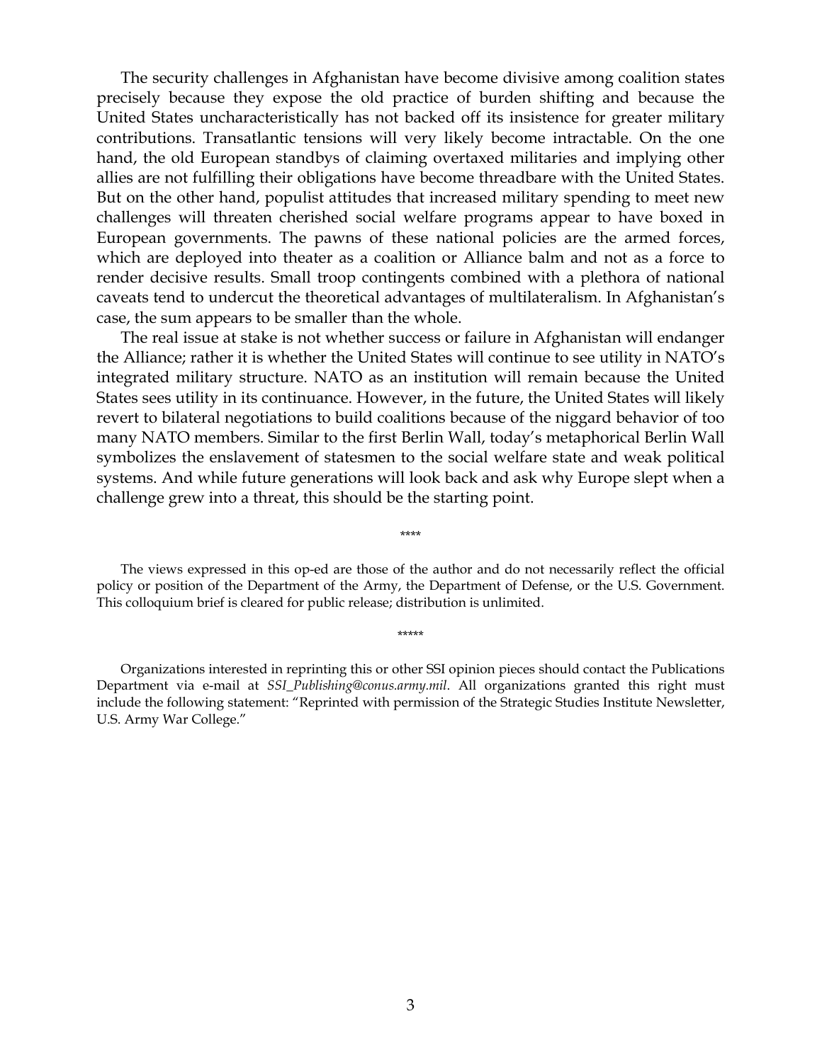The security challenges in Afghanistan have become divisive among coalition states precisely because they expose the old practice of burden shifting and because the United States uncharacteristically has not backed off its insistence for greater military contributions. Transatlantic tensions will very likely become intractable. On the one hand, the old European standbys of claiming overtaxed militaries and implying other allies are not fulfilling their obligations have become threadbare with the United States. But on the other hand, populist attitudes that increased military spending to meet new challenges will threaten cherished social welfare programs appear to have boxed in European governments. The pawns of these national policies are the armed forces, which are deployed into theater as a coalition or Alliance balm and not as a force to render decisive results. Small troop contingents combined with a plethora of national caveats tend to undercut the theoretical advantages of multilateralism. In Afghanistan's case, the sum appears to be smaller than the whole.

The real issue at stake is not whether success or failure in Afghanistan will endanger the Alliance; rather it is whether the United States will continue to see utility in NATO's integrated military structure. NATO as an institution will remain because the United States sees utility in its continuance. However, in the future, the United States will likely revert to bilateral negotiations to build coalitions because of the niggard behavior of too many NATO members. Similar to the first Berlin Wall, today's metaphorical Berlin Wall symbolizes the enslavement of statesmen to the social welfare state and weak political systems. And while future generations will look back and ask why Europe slept when a challenge grew into a threat, this should be the starting point.

\*\*\*\*

The views expressed in this op-ed are those of the author and do not necessarily reflect the official policy or position of the Department of the Army, the Department of Defense, or the U.S. Government. This colloquium brief is cleared for public release; distribution is unlimited.

\*\*\*\*\*

Organizations interested in reprinting this or other SSI opinion pieces should contact the Publications Department via e-mail at *SSI_Publishing@conus.army.mil*. All organizations granted this right must include the following statement: "Reprinted with permission of the Strategic Studies Institute Newsletter, U.S. Army War College."